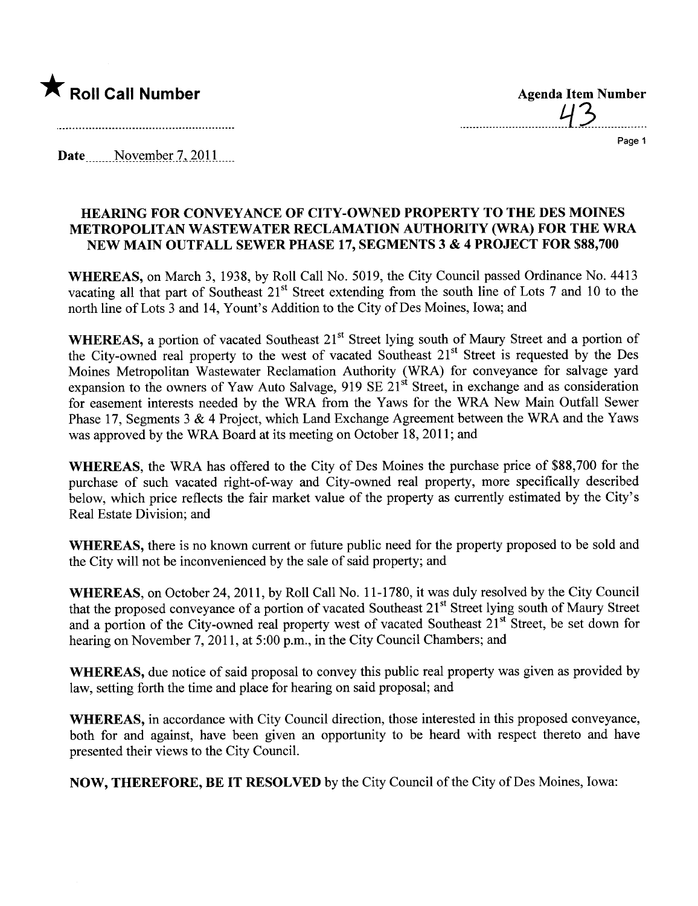★ **Roll Call Number**

**Agenda Item Number**
43

**Date** November 7, 2011

## HEARING FOR CONVEYANCE OF CITY-OWNED PROPERTY TO THE DES MOINES METROPOLITAN WASTEWATER RECLAMATION AUTHORITY (WRA) FOR THE WRA NEW MAIN OUTFALL SEWER PHASE 17, SEGMENTS 3 & 4 PROJECT FOR $88,700

**WHEREAS,** on March 3, 1938, by Roll Call No. 5019, the City Council passed Ordinance No. 4413 vacating all that part of Southeast 21st Street extending from the south line of Lots 7 and 10 to the north line of Lots 3 and 14, Yount's Addition to the City of Des Moines, Iowa; and

**WHEREAS,** a portion of vacated Southeast 21st Street lying south of Maury Street and a portion of the City-owned real property to the west of vacated Southeast 21st Street is requested by the Des Moines Metropolitan Wastewater Reclamation Authority (WRA) for conveyance for salvage yard expansion to the owners of Yaw Auto Salvage, 919 SE 21st Street, in exchange and as consideration for easement interests needed by the WRA from the Yaws for the WRA New Main Outfall Sewer Phase 17, Segments 3 & 4 Project, which Land Exchange Agreement between the WRA and the Yaws was approved by the WRA Board at its meeting on October 18, 2011; and

**WHEREAS,** the WRA has offered to the City of Des Moines the purchase price of $88,700 for the purchase of such vacated right-of-way and City-owned real property, more specifically described below, which price reflects the fair market value of the property as currently estimated by the City's Real Estate Division; and

**WHEREAS,** there is no known current or future public need for the property proposed to be sold and the City will not be inconvenienced by the sale of said property; and

**WHEREAS,** on October 24, 2011, by Roll Call No. 11-1780, it was duly resolved by the City Council that the proposed conveyance of a portion of vacated Southeast 21st Street lying south of Maury Street and a portion of the City-owned real property west of vacated Southeast 21st Street, be set down for hearing on November 7, 2011, at 5:00 p.m., in the City Council Chambers; and

**WHEREAS,** due notice of said proposal to convey this public real property was given as provided by law, setting forth the time and place for hearing on said proposal; and

**WHEREAS,** in accordance with City Council direction, those interested in this proposed conveyance, both for and against, have been given an opportunity to be heard with respect thereto and have presented their views to the City Council.

**NOW, THEREFORE, BE IT RESOLVED** by the City Council of the City of Des Moines, Iowa: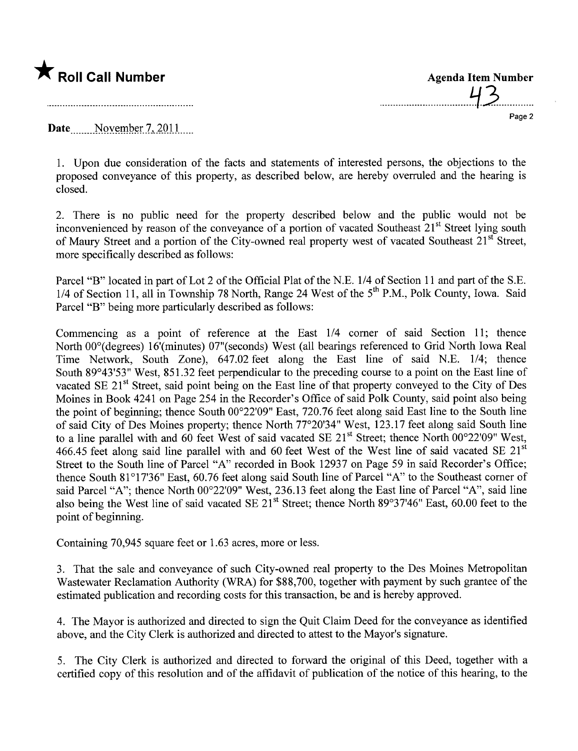★ **Roll Call Number**

**Agenda Item Number**

43

**Date** November 7, 2011

1. Upon due consideration of the facts and statements of interested persons, the objections to the proposed conveyance of this property, as described below, are hereby overruled and the hearing is closed.

2. There is no public need for the property described below and the public would not be inconvenienced by reason of the conveyance of a portion of vacated Southeast 21st Street lying south of Maury Street and a portion of the City-owned real property west of vacated Southeast 21st Street, more specifically described as follows:

Parcel "B" located in part of Lot 2 of the Official Plat of the N.E. 1/4 of Section 11 and part of the S.E. 1/4 of Section 11, all in Township 78 North, Range 24 West of the 5th P.M., Polk County, Iowa. Said Parcel "B" being more particularly described as follows:

Commencing as a point of reference at the East 1/4 corner of said Section 11; thence North 00°(degrees) 16'(minutes) 07"(seconds) West (all bearings referenced to Grid North Iowa Real Time Network, South Zone), 647.02 feet along the East line of said N.E. 1/4; thence South 89°43'53" West, 851.32 feet perpendicular to the preceding course to a point on the East line of vacated SE 21st Street, said point being on the East line of that property conveyed to the City of Des Moines in Book 4241 on Page 254 in the Recorder's Office of said Polk County, said point also being the point of beginning; thence South 00°22'09" East, 720.76 feet along said East line to the South line of said City of Des Moines property; thence North 77°20'34" West, 123.17 feet along said South line to a line parallel with and 60 feet West of said vacated SE 21st Street; thence North 00°22'09" West, 466.45 feet along said line parallel with and 60 feet West of the West line of said vacated SE 21st Street to the South line of Parcel "A" recorded in Book 12937 on Page 59 in said Recorder's Office; thence South 81°17'36" East, 60.76 feet along said South line of Parcel "A" to the Southeast corner of said Parcel "A"; thence North 00°22'09" West, 236.13 feet along the East line of Parcel "A", said line also being the West line of said vacated SE 21st Street; thence North 89°37'46" East, 60.00 feet to the point of beginning.

Containing 70,945 square feet or 1.63 acres, more or less.

3. That the sale and conveyance of such City-owned real property to the Des Moines Metropolitan Wastewater Reclamation Authority (WRA) for $88,700, together with payment by such grantee of the estimated publication and recording costs for this transaction, be and is hereby approved.

4. The Mayor is authorized and directed to sign the Quit Claim Deed for the conveyance as identified above, and the City Clerk is authorized and directed to attest to the Mayor's signature.

5. The City Clerk is authorized and directed to forward the original of this Deed, together with a certified copy of this resolution and of the affidavit of publication of the notice of this hearing, to the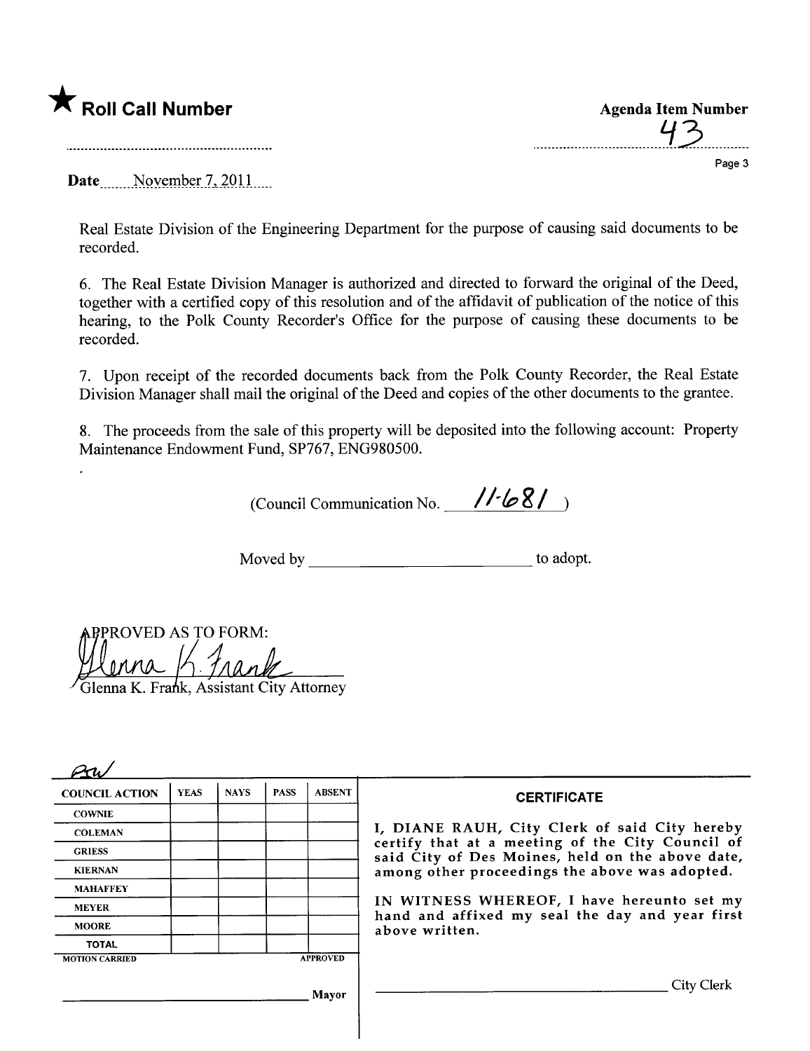★ **Roll Call Number**

**Agenda Item Number**
43

**Date** November 7, 2011

Real Estate Division of the Engineering Department for the purpose of causing said documents to be recorded.

6. The Real Estate Division Manager is authorized and directed to forward the original of the Deed, together with a certified copy of this resolution and of the affidavit of publication of the notice of this hearing, to the Polk County Recorder's Office for the purpose of causing these documents to be recorded.

7. Upon receipt of the recorded documents back from the Polk County Recorder, the Real Estate Division Manager shall mail the original of the Deed and copies of the other documents to the grantee.

8. The proceeds from the sale of this property will be deposited into the following account: Property Maintenance Endowment Fund, SP767, ENG980500.

(Council Communication No. 11-681 )

Moved by \_\_\_\_\_\_\_\_\_\_\_\_\_\_\_\_\_\_\_\_\_\_\_\_\_\_ to adopt.

APPROVED AS TO FORM:

Glenna K. Frank, Assistant City Attorney

| COUNCIL ACTION | YEAS | NAYS | PASS | ABSENT |
|---|---|---|---|---|
| COWNIE | | | | |
| COLEMAN | | | | |
| GRIESS | | | | |
| KIERNAN | | | | |
| MAHAFFEY | | | | |
| MEYER | | | | |
| MOORE | | | | |
| TOTAL | | | | |

MOTION CARRIED APPROVED

\_\_\_\_\_\_\_\_\_\_\_\_\_\_\_\_\_\_\_\_\_\_\_\_\_\_ Mayor

**CERTIFICATE**

I, DIANE RAUH, City Clerk of said City hereby certify that at a meeting of the City Council of said City of Des Moines, held on the above date, among other proceedings the above was adopted.

IN WITNESS WHEREOF, I have hereunto set my hand and affixed my seal the day and year first above written.

\_\_\_\_\_\_\_\_\_\_\_\_\_\_\_\_\_\_\_\_\_\_\_\_\_\_ City Clerk